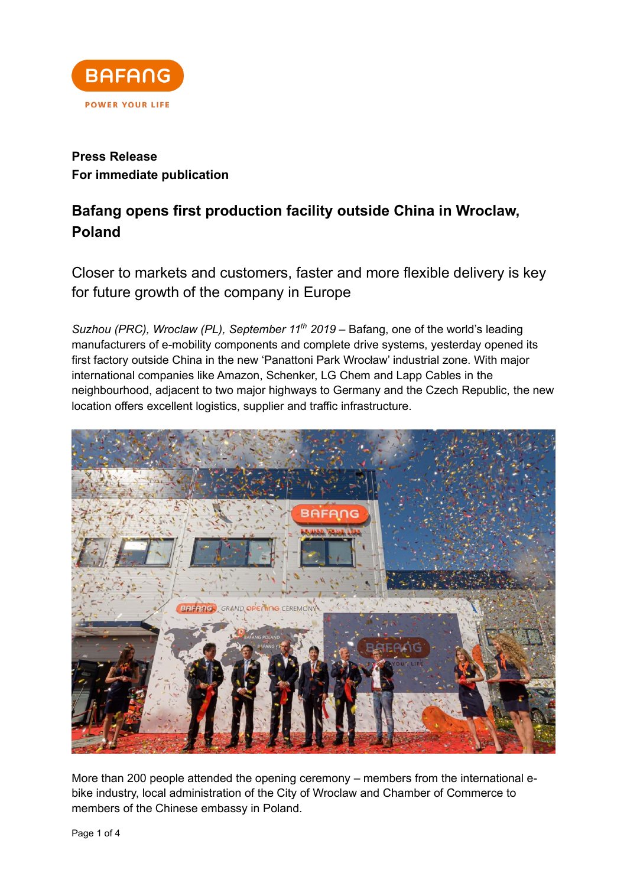**Press Release**
**For immediate publication**

## Bafang opens first production facility outside China in Wroclaw, Poland

Closer to markets and customers, faster and more flexible delivery is key for future growth of the company in Europe

*Suzhou (PRC), Wroclaw (PL), September 11th 2019* – Bafang, one of the world's leading manufacturers of e-mobility components and complete drive systems, yesterday opened its first factory outside China in the new 'Panattoni Park Wrocław' industrial zone. With major international companies like Amazon, Schenker, LG Chem and Lapp Cables in the neighbourhood, adjacent to two major highways to Germany and the Czech Republic, the new location offers excellent logistics, supplier and traffic infrastructure.

More than 200 people attended the opening ceremony – members from the international e-bike industry, local administration of the City of Wroclaw and Chamber of Commerce to members of the Chinese embassy in Poland.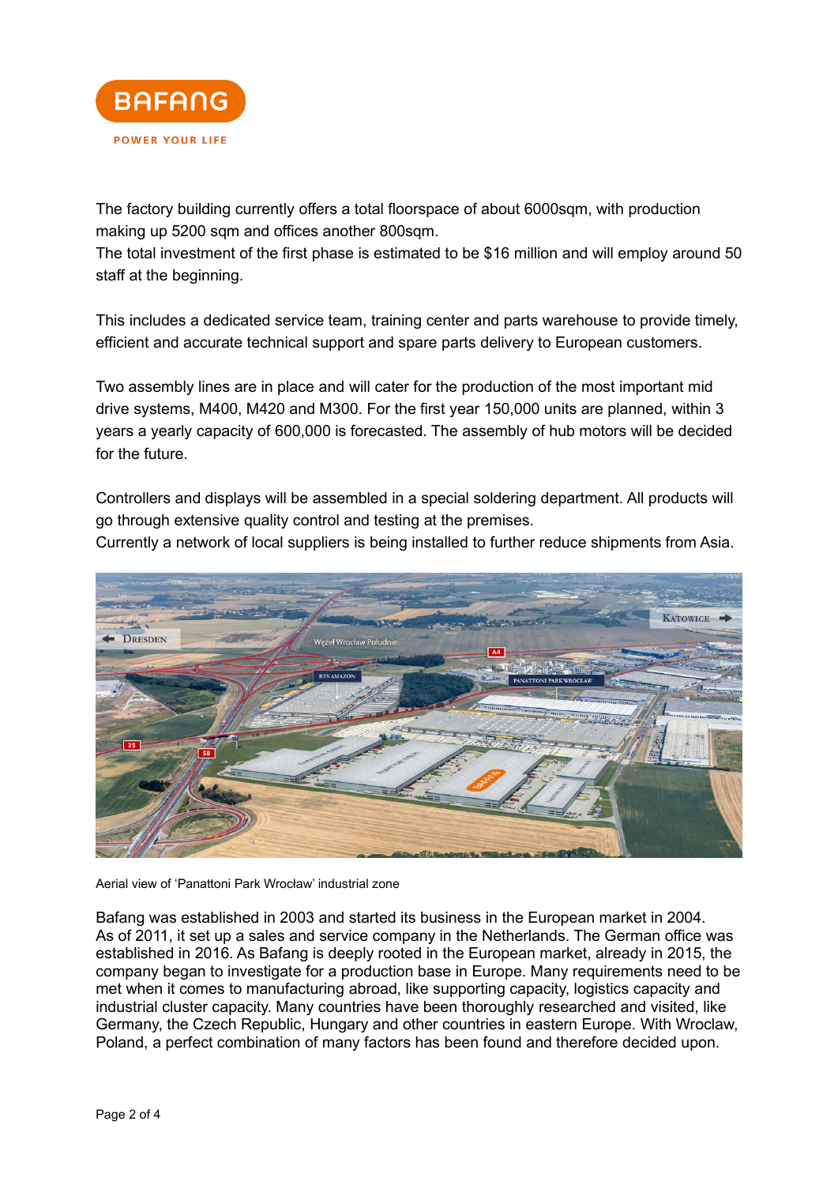The factory building currently offers a total floorspace of about 6000sqm, with production making up 5200 sqm and offices another 800sqm.
The total investment of the first phase is estimated to be $16 million and will employ around 50 staff at the beginning.

This includes a dedicated service team, training center and parts warehouse to provide timely, efficient and accurate technical support and spare parts delivery to European customers.

Two assembly lines are in place and will cater for the production of the most important mid drive systems, M400, M420 and M300. For the first year 150,000 units are planned, within 3 years a yearly capacity of 600,000 is forecasted. The assembly of hub motors will be decided for the future.

Controllers and displays will be assembled in a special soldering department. All products will go through extensive quality control and testing at the premises.
Currently a network of local suppliers is being installed to further reduce shipments from Asia.

Aerial view of 'Panattoni Park Wrocław' industrial zone

Bafang was established in 2003 and started its business in the European market in 2004. As of 2011, it set up a sales and service company in the Netherlands. The German office was established in 2016. As Bafang is deeply rooted in the European market, already in 2015, the company began to investigate for a production base in Europe. Many requirements need to be met when it comes to manufacturing abroad, like supporting capacity, logistics capacity and industrial cluster capacity. Many countries have been thoroughly researched and visited, like Germany, the Czech Republic, Hungary and other countries in eastern Europe. With Wroclaw, Poland, a perfect combination of many factors has been found and therefore decided upon.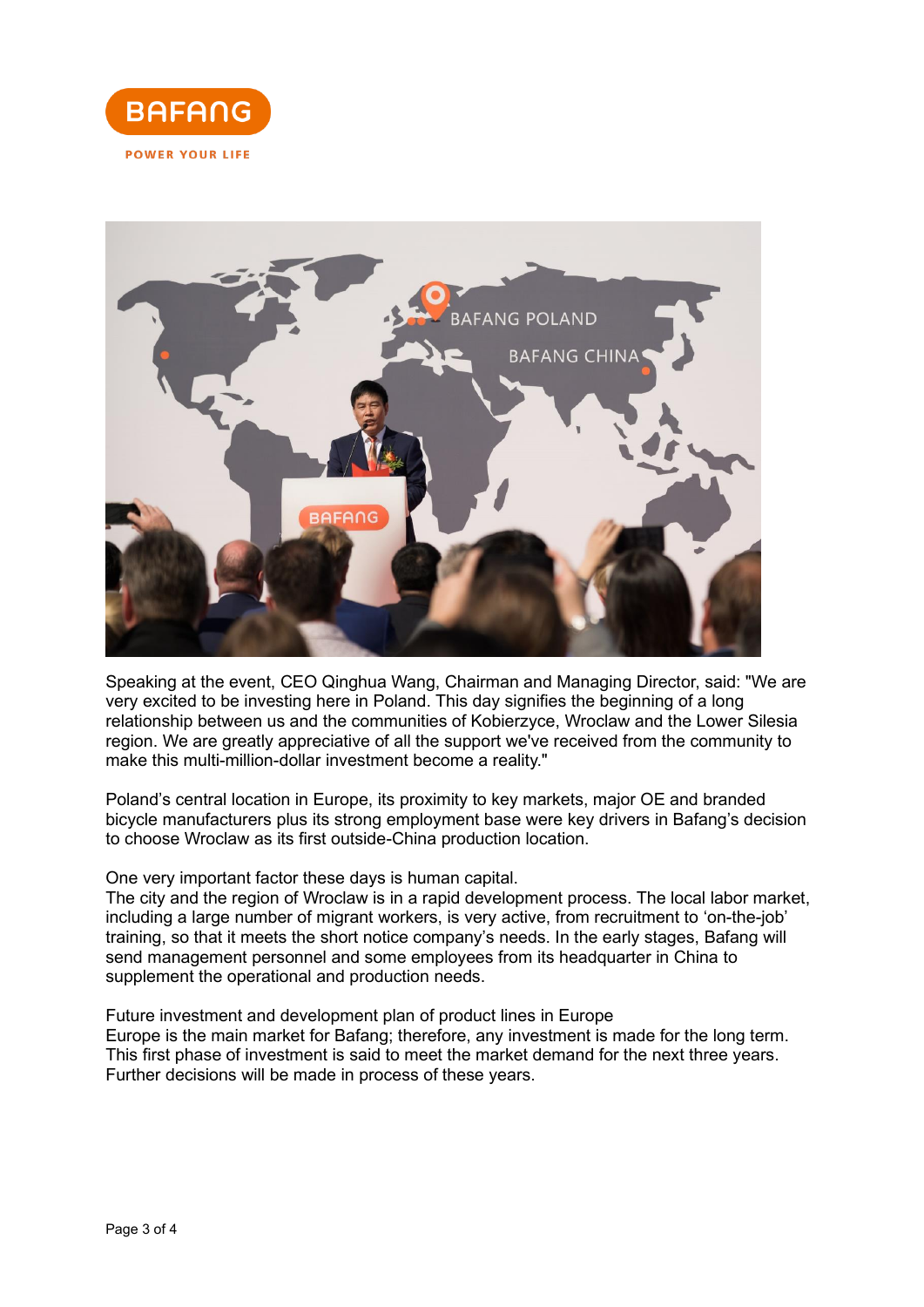Speaking at the event, CEO Qinghua Wang, Chairman and Managing Director, said: "We are very excited to be investing here in Poland. This day signifies the beginning of a long relationship between us and the communities of Kobierzyce, Wroclaw and the Lower Silesia region. We are greatly appreciative of all the support we've received from the community to make this multi-million-dollar investment become a reality."

Poland's central location in Europe, its proximity to key markets, major OE and branded bicycle manufacturers plus its strong employment base were key drivers in Bafang's decision to choose Wroclaw as its first outside-China production location.

One very important factor these days is human capital.
The city and the region of Wroclaw is in a rapid development process. The local labor market, including a large number of migrant workers, is very active, from recruitment to 'on-the-job' training, so that it meets the short notice company's needs. In the early stages, Bafang will send management personnel and some employees from its headquarter in China to supplement the operational and production needs.

Future investment and development plan of product lines in Europe
Europe is the main market for Bafang; therefore, any investment is made for the long term. This first phase of investment is said to meet the market demand for the next three years. Further decisions will be made in process of these years.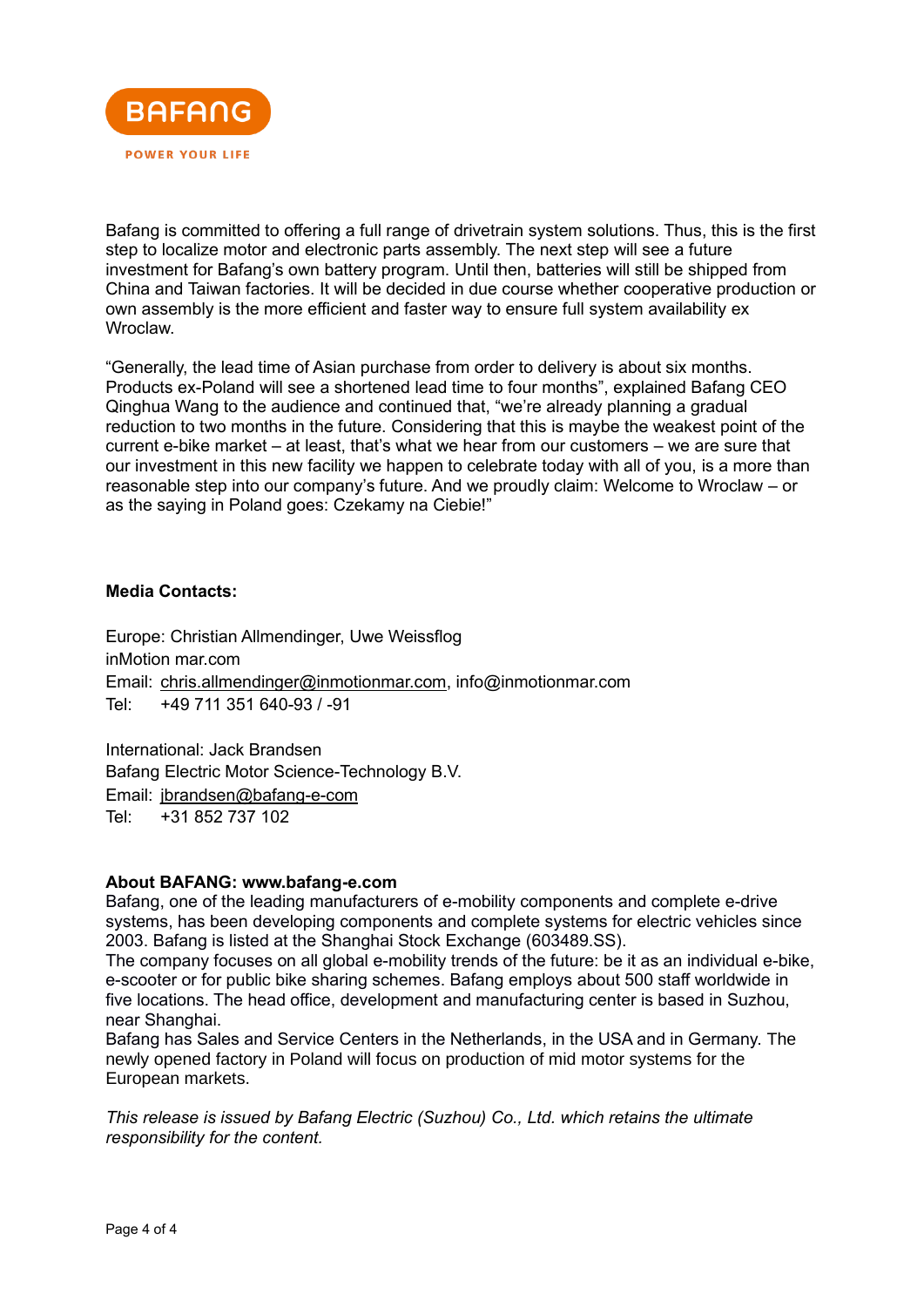Bafang is committed to offering a full range of drivetrain system solutions. Thus, this is the first step to localize motor and electronic parts assembly. The next step will see a future investment for Bafang's own battery program. Until then, batteries will still be shipped from China and Taiwan factories. It will be decided in due course whether cooperative production or own assembly is the more efficient and faster way to ensure full system availability ex Wroclaw.

"Generally, the lead time of Asian purchase from order to delivery is about six months. Products ex-Poland will see a shortened lead time to four months", explained Bafang CEO Qinghua Wang to the audience and continued that, "we're already planning a gradual reduction to two months in the future. Considering that this is maybe the weakest point of the current e-bike market – at least, that's what we hear from our customers – we are sure that our investment in this new facility we happen to celebrate today with all of you, is a more than reasonable step into our company's future. And we proudly claim: Welcome to Wroclaw – or as the saying in Poland goes: Czekamy na Ciebie!"

**Media Contacts:**

Europe: Christian Allmendinger, Uwe Weissflog
inMotion mar.com
Email: chris.allmendinger@inmotionmar.com, info@inmotionmar.com
Tel: +49 711 351 640-93 / -91

International: Jack Brandsen
Bafang Electric Motor Science-Technology B.V.
Email: jbrandsen@bafang-e-com
Tel: +31 852 737 102

**About BAFANG: www.bafang-e.com**
Bafang, one of the leading manufacturers of e-mobility components and complete e-drive systems, has been developing components and complete systems for electric vehicles since 2003. Bafang is listed at the Shanghai Stock Exchange (603489.SS).
The company focuses on all global e-mobility trends of the future: be it as an individual e-bike, e-scooter or for public bike sharing schemes. Bafang employs about 500 staff worldwide in five locations. The head office, development and manufacturing center is based in Suzhou, near Shanghai.
Bafang has Sales and Service Centers in the Netherlands, in the USA and in Germany. The newly opened factory in Poland will focus on production of mid motor systems for the European markets.

*This release is issued by Bafang Electric (Suzhou) Co., Ltd. which retains the ultimate responsibility for the content.*